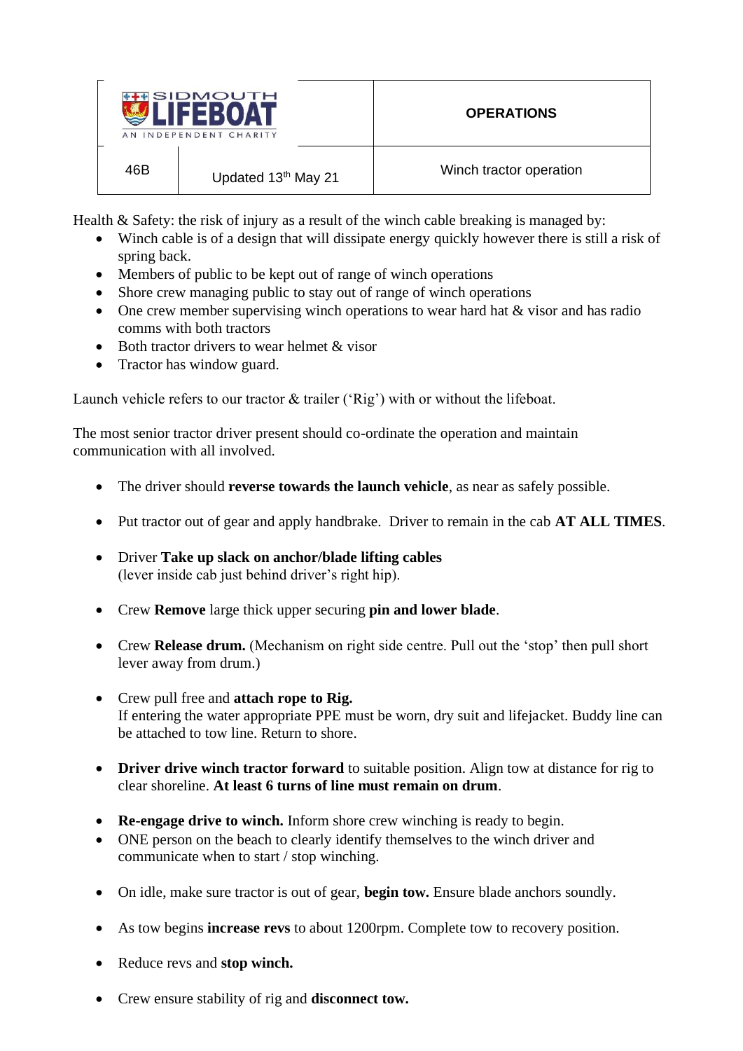| SIDMOUTH LIFEBOAT AN INDEPENDENT CHARITY | | OPERATIONS |
|---|---|---|
| 46B | Updated 13th May 21 | Winch tractor operation |

Health & Safety: the risk of injury as a result of the winch cable breaking is managed by:

- Winch cable is of a design that will dissipate energy quickly however there is still a risk of spring back.
- Members of public to be kept out of range of winch operations
- Shore crew managing public to stay out of range of winch operations
- One crew member supervising winch operations to wear hard hat & visor and has radio comms with both tractors
- Both tractor drivers to wear helmet & visor
- Tractor has window guard.

Launch vehicle refers to our tractor & trailer ('Rig') with or without the lifeboat.

The most senior tractor driver present should co-ordinate the operation and maintain communication with all involved.

- The driver should **reverse towards the launch vehicle**, as near as safely possible.
- Put tractor out of gear and apply handbrake. Driver to remain in the cab **AT ALL TIMES**.
- Driver **Take up slack on anchor/blade lifting cables** (lever inside cab just behind driver's right hip).
- Crew **Remove** large thick upper securing **pin and lower blade**.
- Crew **Release drum.** (Mechanism on right side centre. Pull out the 'stop' then pull short lever away from drum.)
- Crew pull free and **attach rope to Rig.** If entering the water appropriate PPE must be worn, dry suit and lifejacket. Buddy line can be attached to tow line. Return to shore.
- **Driver drive winch tractor forward** to suitable position. Align tow at distance for rig to clear shoreline. **At least 6 turns of line must remain on drum**.
- **Re-engage drive to winch.** Inform shore crew winching is ready to begin.
- ONE person on the beach to clearly identify themselves to the winch driver and communicate when to start / stop winching.
- On idle, make sure tractor is out of gear, **begin tow.** Ensure blade anchors soundly.
- As tow begins **increase revs** to about 1200rpm. Complete tow to recovery position.
- Reduce revs and **stop winch.**
- Crew ensure stability of rig and **disconnect tow.**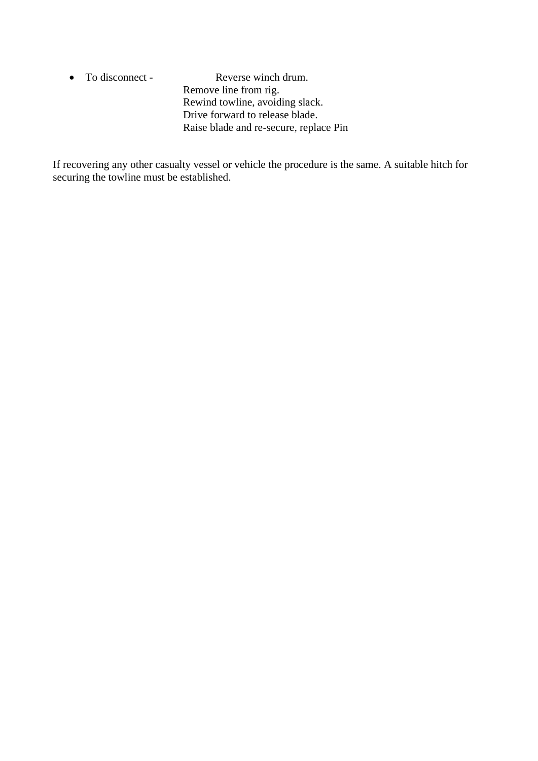- To disconnect - Reverse winch drum.
  Remove line from rig.
  Rewind towline, avoiding slack.
  Drive forward to release blade.
  Raise blade and re-secure, replace Pin

If recovering any other casualty vessel or vehicle the procedure is the same. A suitable hitch for securing the towline must be established.